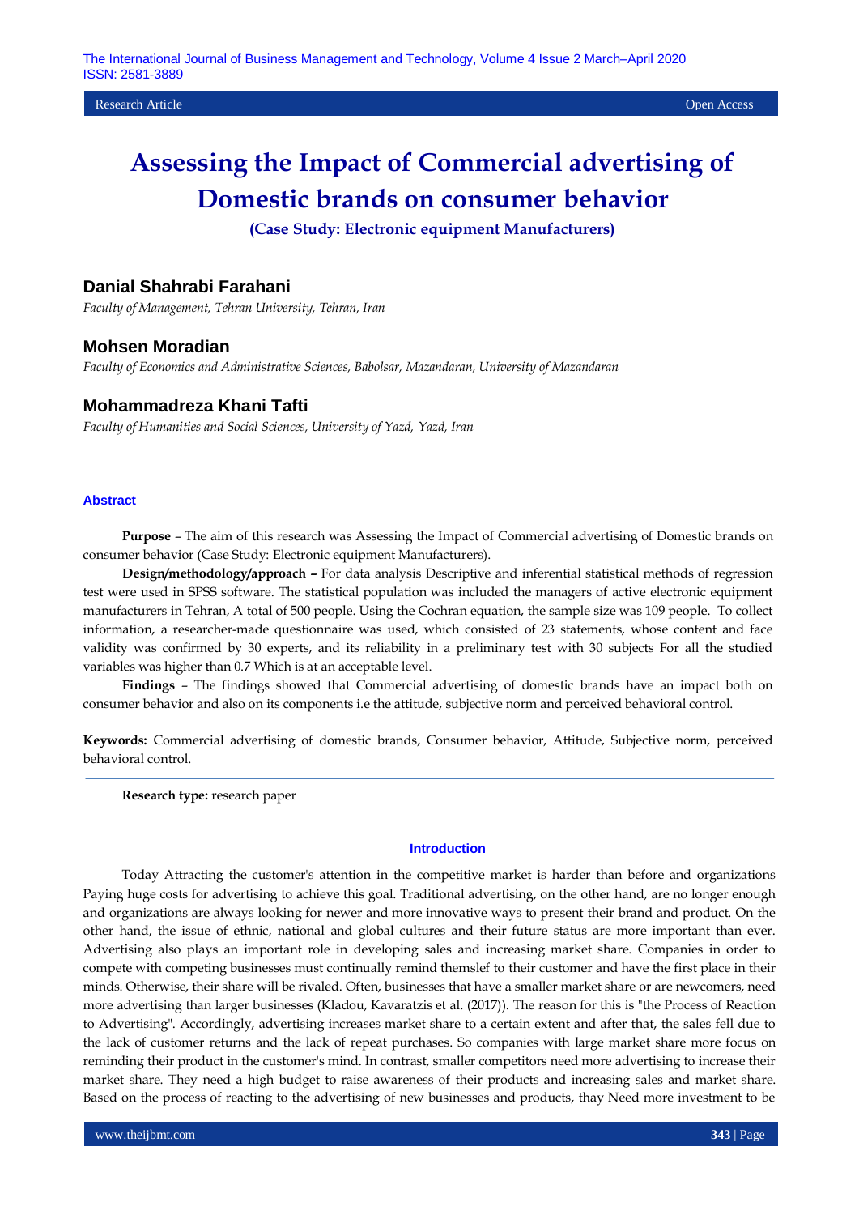# Assessing the Impact of Commercial advertising of Domestic brands on consumer behavior

**(Case Study: Electronic equipment Manufacturers)**

## Danial Shahrabi Farahani

*Faculty of Management, Tehran University, Tehran, Iran*

## Mohsen Moradian

*Faculty of Economics and Administrative Sciences, Babolsar, Mazandaran, University of Mazandaran*

## Mohammadreza Khani Tafti

*Faculty of Humanities and Social Sciences, University of Yazd, Yazd, Iran*

### Abstract

**Purpose** – The aim of this research was Assessing the Impact of Commercial advertising of Domestic brands on consumer behavior (Case Study: Electronic equipment Manufacturers).

**Design/methodology/approach –** For data analysis Descriptive and inferential statistical methods of regression test were used in SPSS software. The statistical population was included the managers of active electronic equipment manufacturers in Tehran, A total of 500 people. Using the Cochran equation, the sample size was 109 people. To collect information, a researcher-made questionnaire was used, which consisted of 23 statements, whose content and face validity was confirmed by 30 experts, and its reliability in a preliminary test with 30 subjects For all the studied variables was higher than 0.7 Which is at an acceptable level.

**Findings** – The findings showed that Commercial advertising of domestic brands have an impact both on consumer behavior and also on its components i.e the attitude, subjective norm and perceived behavioral control.

**Keywords:** Commercial advertising of domestic brands, Consumer behavior, Attitude, Subjective norm, perceived behavioral control.

---

**Research type:** research paper

### Introduction

Today Attracting the customer's attention in the competitive market is harder than before and organizations Paying huge costs for advertising to achieve this goal. Traditional advertising, on the other hand, are no longer enough and organizations are always looking for newer and more innovative ways to present their brand and product. On the other hand, the issue of ethnic, national and global cultures and their future status are more important than ever. Advertising also plays an important role in developing sales and increasing market share. Companies in order to compete with competing businesses must continually remind themslef to their customer and have the first place in their minds. Otherwise, their share will be rivaled. Often, businesses that have a smaller market share or are newcomers, need more advertising than larger businesses (Kladou, Kavaratzis et al. (2017)). The reason for this is "the Process of Reaction to Advertising". Accordingly, advertising increases market share to a certain extent and after that, the sales fell due to the lack of customer returns and the lack of repeat purchases. So companies with large market share more focus on reminding their product in the customer's mind. In contrast, smaller competitors need more advertising to increase their market share. They need a high budget to raise awareness of their products and increasing sales and market share. Based on the process of reacting to the advertising of new businesses and products, thay Need more investment to be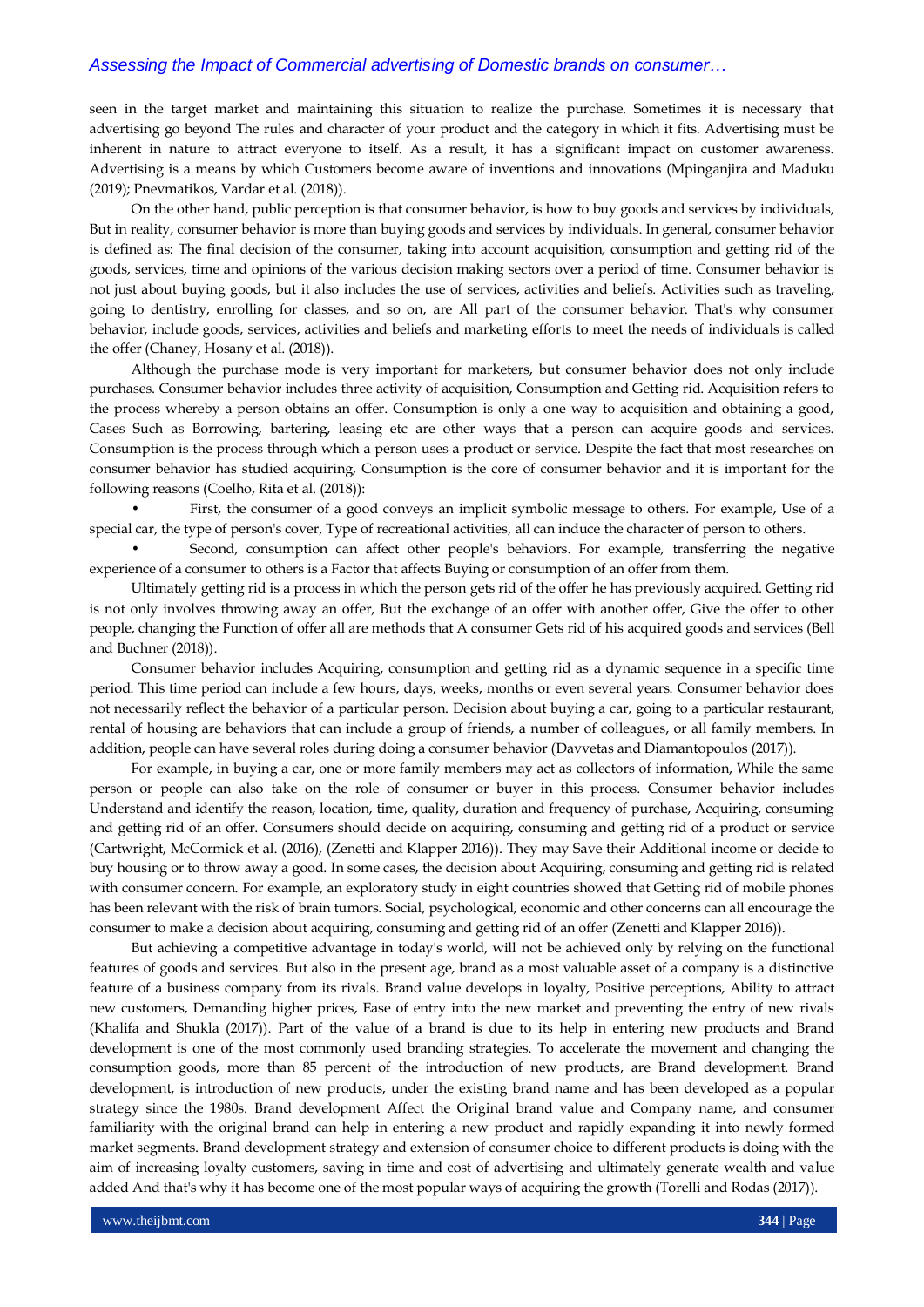seen in the target market and maintaining this situation to realize the purchase. Sometimes it is necessary that advertising go beyond The rules and character of your product and the category in which it fits. Advertising must be inherent in nature to attract everyone to itself. As a result, it has a significant impact on customer awareness. Advertising is a means by which Customers become aware of inventions and innovations (Mpinganjira and Maduku (2019); Pnevmatikos, Vardar et al. (2018)).

On the other hand, public perception is that consumer behavior, is how to buy goods and services by individuals, But in reality, consumer behavior is more than buying goods and services by individuals. In general, consumer behavior is defined as: The final decision of the consumer, taking into account acquisition, consumption and getting rid of the goods, services, time and opinions of the various decision making sectors over a period of time. Consumer behavior is not just about buying goods, but it also includes the use of services, activities and beliefs. Activities such as traveling, going to dentistry, enrolling for classes, and so on, are All part of the consumer behavior. That's why consumer behavior, include goods, services, activities and beliefs and marketing efforts to meet the needs of individuals is called the offer (Chaney, Hosany et al. (2018)).

Although the purchase mode is very important for marketers, but consumer behavior does not only include purchases. Consumer behavior includes three activity of acquisition, Consumption and Getting rid. Acquisition refers to the process whereby a person obtains an offer. Consumption is only a one way to acquisition and obtaining a good, Cases Such as Borrowing, bartering, leasing etc are other ways that a person can acquire goods and services. Consumption is the process through which a person uses a product or service. Despite the fact that most researches on consumer behavior has studied acquiring, Consumption is the core of consumer behavior and it is important for the following reasons (Coelho, Rita et al. (2018)):

- First, the consumer of a good conveys an implicit symbolic message to others. For example, Use of a special car, the type of person's cover, Type of recreational activities, all can induce the character of person to others.
- Second, consumption can affect other people's behaviors. For example, transferring the negative experience of a consumer to others is a Factor that affects Buying or consumption of an offer from them.

Ultimately getting rid is a process in which the person gets rid of the offer he has previously acquired. Getting rid is not only involves throwing away an offer, But the exchange of an offer with another offer, Give the offer to other people, changing the Function of offer all are methods that A consumer Gets rid of his acquired goods and services (Bell and Buchner (2018)).

Consumer behavior includes Acquiring, consumption and getting rid as a dynamic sequence in a specific time period. This time period can include a few hours, days, weeks, months or even several years. Consumer behavior does not necessarily reflect the behavior of a particular person. Decision about buying a car, going to a particular restaurant, rental of housing are behaviors that can include a group of friends, a number of colleagues, or all family members. In addition, people can have several roles during doing a consumer behavior (Davvetas and Diamantopoulos (2017)).

For example, in buying a car, one or more family members may act as collectors of information, While the same person or people can also take on the role of consumer or buyer in this process. Consumer behavior includes Understand and identify the reason, location, time, quality, duration and frequency of purchase, Acquiring, consuming and getting rid of an offer. Consumers should decide on acquiring, consuming and getting rid of a product or service (Cartwright, McCormick et al. (2016), (Zenetti and Klapper 2016)). They may Save their Additional income or decide to buy housing or to throw away a good. In some cases, the decision about Acquiring, consuming and getting rid is related with consumer concern. For example, an exploratory study in eight countries showed that Getting rid of mobile phones has been relevant with the risk of brain tumors. Social, psychological, economic and other concerns can all encourage the consumer to make a decision about acquiring, consuming and getting rid of an offer (Zenetti and Klapper 2016)).

But achieving a competitive advantage in today's world, will not be achieved only by relying on the functional features of goods and services. But also in the present age, brand as a most valuable asset of a company is a distinctive feature of a business company from its rivals. Brand value develops in loyalty, Positive perceptions, Ability to attract new customers, Demanding higher prices, Ease of entry into the new market and preventing the entry of new rivals (Khalifa and Shukla (2017)). Part of the value of a brand is due to its help in entering new products and Brand development is one of the most commonly used branding strategies. To accelerate the movement and changing the consumption goods, more than 85 percent of the introduction of new products, are Brand development. Brand development, is introduction of new products, under the existing brand name and has been developed as a popular strategy since the 1980s. Brand development Affect the Original brand value and Company name, and consumer familiarity with the original brand can help in entering a new product and rapidly expanding it into newly formed market segments. Brand development strategy and extension of consumer choice to different products is doing with the aim of increasing loyalty customers, saving in time and cost of advertising and ultimately generate wealth and value added And that's why it has become one of the most popular ways of acquiring the growth (Torelli and Rodas (2017)).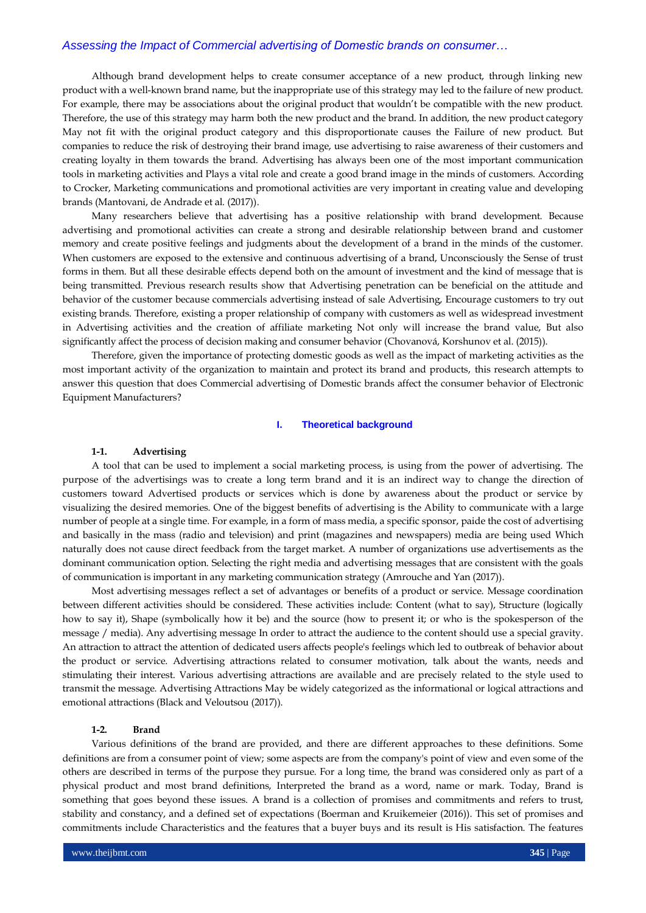Although brand development helps to create consumer acceptance of a new product, through linking new product with a well-known brand name, but the inappropriate use of this strategy may led to the failure of new product. For example, there may be associations about the original product that wouldn't be compatible with the new product. Therefore, the use of this strategy may harm both the new product and the brand. In addition, the new product category May not fit with the original product category and this disproportionate causes the Failure of new product. But companies to reduce the risk of destroying their brand image, use advertising to raise awareness of their customers and creating loyalty in them towards the brand. Advertising has always been one of the most important communication tools in marketing activities and Plays a vital role and create a good brand image in the minds of customers. According to Crocker, Marketing communications and promotional activities are very important in creating value and developing brands (Mantovani, de Andrade et al. (2017)).

Many researchers believe that advertising has a positive relationship with brand development. Because advertising and promotional activities can create a strong and desirable relationship between brand and customer memory and create positive feelings and judgments about the development of a brand in the minds of the customer. When customers are exposed to the extensive and continuous advertising of a brand, Unconsciously the Sense of trust forms in them. But all these desirable effects depend both on the amount of investment and the kind of message that is being transmitted. Previous research results show that Advertising penetration can be beneficial on the attitude and behavior of the customer because commercials advertising instead of sale Advertising, Encourage customers to try out existing brands. Therefore, existing a proper relationship of company with customers as well as widespread investment in Advertising activities and the creation of affiliate marketing Not only will increase the brand value, But also significantly affect the process of decision making and consumer behavior (Chovanová, Korshunov et al. (2015)).

Therefore, given the importance of protecting domestic goods as well as the impact of marketing activities as the most important activity of the organization to maintain and protect its brand and products, this research attempts to answer this question that does Commercial advertising of Domestic brands affect the consumer behavior of Electronic Equipment Manufacturers?

## I. Theoretical background

### 1-1. Advertising

A tool that can be used to implement a social marketing process, is using from the power of advertising. The purpose of the advertisings was to create a long term brand and it is an indirect way to change the direction of customers toward Advertised products or services which is done by awareness about the product or service by visualizing the desired memories. One of the biggest benefits of advertising is the Ability to communicate with a large number of people at a single time. For example, in a form of mass media, a specific sponsor, paide the cost of advertising and basically in the mass (radio and television) and print (magazines and newspapers) media are being used Which naturally does not cause direct feedback from the target market. A number of organizations use advertisements as the dominant communication option. Selecting the right media and advertising messages that are consistent with the goals of communication is important in any marketing communication strategy (Amrouche and Yan (2017)).

Most advertising messages reflect a set of advantages or benefits of a product or service. Message coordination between different activities should be considered. These activities include: Content (what to say), Structure (logically how to say it), Shape (symbolically how it be) and the source (how to present it; or who is the spokesperson of the message / media). Any advertising message In order to attract the audience to the content should use a special gravity. An attraction to attract the attention of dedicated users affects people's feelings which led to outbreak of behavior about the product or service. Advertising attractions related to consumer motivation, talk about the wants, needs and stimulating their interest. Various advertising attractions are available and are precisely related to the style used to transmit the message. Advertising Attractions May be widely categorized as the informational or logical attractions and emotional attractions (Black and Veloutsou (2017)).

### 1-2. Brand

Various definitions of the brand are provided, and there are different approaches to these definitions. Some definitions are from a consumer point of view; some aspects are from the company's point of view and even some of the others are described in terms of the purpose they pursue. For a long time, the brand was considered only as part of a physical product and most brand definitions, Interpreted the brand as a word, name or mark. Today, Brand is something that goes beyond these issues. A brand is a collection of promises and commitments and refers to trust, stability and constancy, and a defined set of expectations (Boerman and Kruikemeier (2016)). This set of promises and commitments include Characteristics and the features that a buyer buys and its result is His satisfaction. The features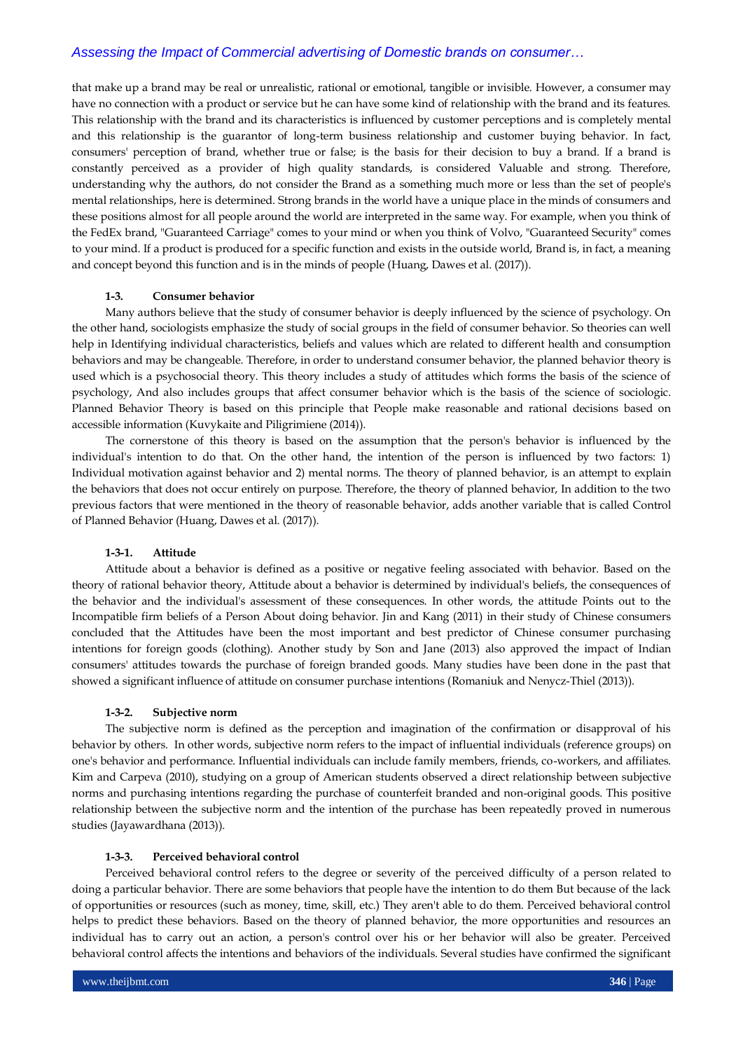that make up a brand may be real or unrealistic, rational or emotional, tangible or invisible. However, a consumer may have no connection with a product or service but he can have some kind of relationship with the brand and its features. This relationship with the brand and its characteristics is influenced by customer perceptions and is completely mental and this relationship is the guarantor of long-term business relationship and customer buying behavior. In fact, consumers' perception of brand, whether true or false; is the basis for their decision to buy a brand. If a brand is constantly perceived as a provider of high quality standards, is considered Valuable and strong. Therefore, understanding why the authors, do not consider the Brand as a something much more or less than the set of people's mental relationships, here is determined. Strong brands in the world have a unique place in the minds of consumers and these positions almost for all people around the world are interpreted in the same way. For example, when you think of the FedEx brand, "Guaranteed Carriage" comes to your mind or when you think of Volvo, "Guaranteed Security" comes to your mind. If a product is produced for a specific function and exists in the outside world, Brand is, in fact, a meaning and concept beyond this function and is in the minds of people (Huang, Dawes et al. (2017)).

### 1-3. Consumer behavior

Many authors believe that the study of consumer behavior is deeply influenced by the science of psychology. On the other hand, sociologists emphasize the study of social groups in the field of consumer behavior. So theories can well help in Identifying individual characteristics, beliefs and values which are related to different health and consumption behaviors and may be changeable. Therefore, in order to understand consumer behavior, the planned behavior theory is used which is a psychosocial theory. This theory includes a study of attitudes which forms the basis of the science of psychology, And also includes groups that affect consumer behavior which is the basis of the science of sociologic. Planned Behavior Theory is based on this principle that People make reasonable and rational decisions based on accessible information (Kuvykaite and Piligrimiene (2014)).

The cornerstone of this theory is based on the assumption that the person's behavior is influenced by the individual's intention to do that. On the other hand, the intention of the person is influenced by two factors: 1) Individual motivation against behavior and 2) mental norms. The theory of planned behavior, is an attempt to explain the behaviors that does not occur entirely on purpose. Therefore, the theory of planned behavior, In addition to the two previous factors that were mentioned in the theory of reasonable behavior, adds another variable that is called Control of Planned Behavior (Huang, Dawes et al. (2017)).

#### 1-3-1. Attitude

Attitude about a behavior is defined as a positive or negative feeling associated with behavior. Based on the theory of rational behavior theory, Attitude about a behavior is determined by individual's beliefs, the consequences of the behavior and the individual's assessment of these consequences. In other words, the attitude Points out to the Incompatible firm beliefs of a Person About doing behavior. Jin and Kang (2011) in their study of Chinese consumers concluded that the Attitudes have been the most important and best predictor of Chinese consumer purchasing intentions for foreign goods (clothing). Another study by Son and Jane (2013) also approved the impact of Indian consumers' attitudes towards the purchase of foreign branded goods. Many studies have been done in the past that showed a significant influence of attitude on consumer purchase intentions (Romaniuk and Nenycz-Thiel (2013)).

#### 1-3-2. Subjective norm

The subjective norm is defined as the perception and imagination of the confirmation or disapproval of his behavior by others. In other words, subjective norm refers to the impact of influential individuals (reference groups) on one's behavior and performance. Influential individuals can include family members, friends, co-workers, and affiliates. Kim and Carpeva (2010), studying on a group of American students observed a direct relationship between subjective norms and purchasing intentions regarding the purchase of counterfeit branded and non-original goods. This positive relationship between the subjective norm and the intention of the purchase has been repeatedly proved in numerous studies (Jayawardhana (2013)).

#### 1-3-3. Perceived behavioral control

Perceived behavioral control refers to the degree or severity of the perceived difficulty of a person related to doing a particular behavior. There are some behaviors that people have the intention to do them But because of the lack of opportunities or resources (such as money, time, skill, etc.) They aren't able to do them. Perceived behavioral control helps to predict these behaviors. Based on the theory of planned behavior, the more opportunities and resources an individual has to carry out an action, a person's control over his or her behavior will also be greater. Perceived behavioral control affects the intentions and behaviors of the individuals. Several studies have confirmed the significant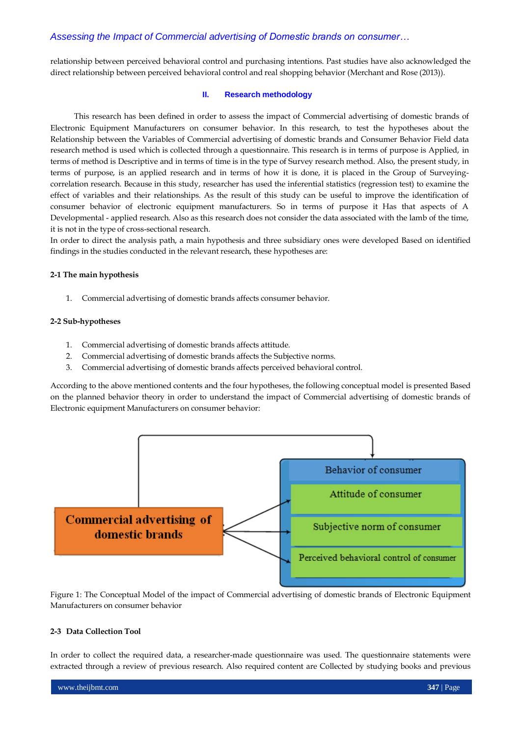relationship between perceived behavioral control and purchasing intentions. Past studies have also acknowledged the direct relationship between perceived behavioral control and real shopping behavior (Merchant and Rose (2013)).

## II. Research methodology

This research has been defined in order to assess the impact of Commercial advertising of domestic brands of Electronic Equipment Manufacturers on consumer behavior. In this research, to test the hypotheses about the Relationship between the Variables of Commercial advertising of domestic brands and Consumer Behavior Field data research method is used which is collected through a questionnaire. This research is in terms of purpose is Applied, in terms of method is Descriptive and in terms of time is in the type of Survey research method. Also, the present study, in terms of purpose, is an applied research and in terms of how it is done, it is placed in the Group of Surveying-correlation research. Because in this study, researcher has used the inferential statistics (regression test) to examine the effect of variables and their relationships. As the result of this study can be useful to improve the identification of consumer behavior of electronic equipment manufacturers. So in terms of purpose it Has that aspects of A Developmental - applied research. Also as this research does not consider the data associated with the lamb of the time, it is not in the type of cross-sectional research.

In order to direct the analysis path, a main hypothesis and three subsidiary ones were developed Based on identified findings in the studies conducted in the relevant research, these hypotheses are:

### 2-1 The main hypothesis

1. Commercial advertising of domestic brands affects consumer behavior.

### 2-2 Sub-hypotheses

1. Commercial advertising of domestic brands affects attitude.
2. Commercial advertising of domestic brands affects the Subjective norms.
3. Commercial advertising of domestic brands affects perceived behavioral control.

According to the above mentioned contents and the four hypotheses, the following conceptual model is presented Based on the planned behavior theory in order to understand the impact of Commercial advertising of domestic brands of Electronic equipment Manufacturers on consumer behavior:

Commercial advertising of domestic brands

Behavior of consumer

Attitude of consumer

Subjective norm of consumer

Perceived behavioral control of consumer

Figure 1: The Conceptual Model of the impact of Commercial advertising of domestic brands of Electronic Equipment Manufacturers on consumer behavior

### 2-3 Data Collection Tool

In order to collect the required data, a researcher-made questionnaire was used. The questionnaire statements were extracted through a review of previous research. Also required content are Collected by studying books and previous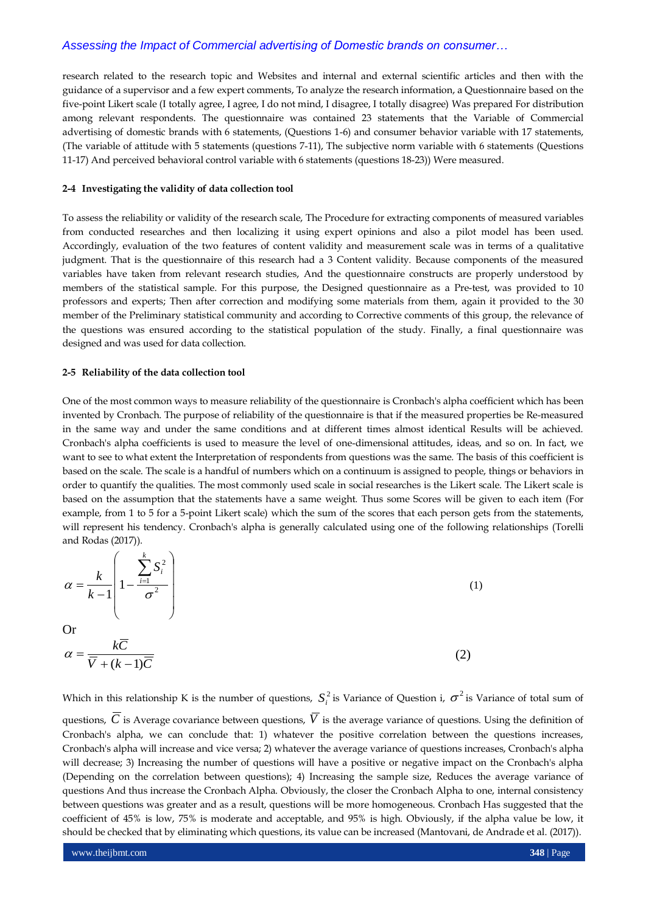research related to the research topic and Websites and internal and external scientific articles and then with the guidance of a supervisor and a few expert comments, To analyze the research information, a Questionnaire based on the five-point Likert scale (I totally agree, I agree, I do not mind, I disagree, I totally disagree) Was prepared For distribution among relevant respondents. The questionnaire was contained 23 statements that the Variable of Commercial advertising of domestic brands with 6 statements, (Questions 1-6) and consumer behavior variable with 17 statements, (The variable of attitude with 5 statements (questions 7-11), The subjective norm variable with 6 statements (Questions 11-17) And perceived behavioral control variable with 6 statements (questions 18-23)) Were measured.

#### 2-4 Investigating the validity of data collection tool

To assess the reliability or validity of the research scale, The Procedure for extracting components of measured variables from conducted researches and then localizing it using expert opinions and also a pilot model has been used. Accordingly, evaluation of the two features of content validity and measurement scale was in terms of a qualitative judgment. That is the questionnaire of this research had a 3 Content validity. Because components of the measured variables have taken from relevant research studies, And the questionnaire constructs are properly understood by members of the statistical sample. For this purpose, the Designed questionnaire as a Pre-test, was provided to 10 professors and experts; Then after correction and modifying some materials from them, again it provided to the 30 member of the Preliminary statistical community and according to Corrective comments of this group, the relevance of the questions was ensured according to the statistical population of the study. Finally, a final questionnaire was designed and was used for data collection.

#### 2-5 Reliability of the data collection tool

One of the most common ways to measure reliability of the questionnaire is Cronbach's alpha coefficient which has been invented by Cronbach. The purpose of reliability of the questionnaire is that if the measured properties be Re-measured in the same way and under the same conditions and at different times almost identical Results will be achieved. Cronbach's alpha coefficients is used to measure the level of one-dimensional attitudes, ideas, and so on. In fact, we want to see to what extent the Interpretation of respondents from questions was the same. The basis of this coefficient is based on the scale. The scale is a handful of numbers which on a continuum is assigned to people, things or behaviors in order to quantify the qualities. The most commonly used scale in social researches is the Likert scale. The Likert scale is based on the assumption that the statements have a same weight. Thus some Scores will be given to each item (For example, from 1 to 5 for a 5-point Likert scale) which the sum of the scores that each person gets from the statements, will represent his tendency. Cronbach's alpha is generally calculated using one of the following relationships (Torelli and Rodas (2017)).

$$\alpha = \frac{k}{k-1}\left(1 - \frac{\sum_{i=1}^{k} S_i^2}{\sigma^2}\right) \tag{1}$$

Or

$$\alpha = \frac{k\overline{C}}{\overline{V} + (k-1)\overline{C}} \tag{2}$$

Which in this relationship K is the number of questions, $S_i^2$ is Variance of Question i, $\sigma^2$ is Variance of total sum of questions, $\overline{C}$ is Average covariance between questions, $\overline{V}$ is the average variance of questions. Using the definition of Cronbach's alpha, we can conclude that: 1) whatever the positive correlation between the questions increases, Cronbach's alpha will increase and vice versa; 2) whatever the average variance of questions increases, Cronbach's alpha will decrease; 3) Increasing the number of questions will have a positive or negative impact on the Cronbach's alpha (Depending on the correlation between questions); 4) Increasing the sample size, Reduces the average variance of questions And thus increase the Cronbach Alpha. Obviously, the closer the Cronbach Alpha to one, internal consistency between questions was greater and as a result, questions will be more homogeneous. Cronbach Has suggested that the coefficient of 45% is low, 75% is moderate and acceptable, and 95% is high. Obviously, if the alpha value be low, it should be checked that by eliminating which questions, its value can be increased (Mantovani, de Andrade et al. (2017)).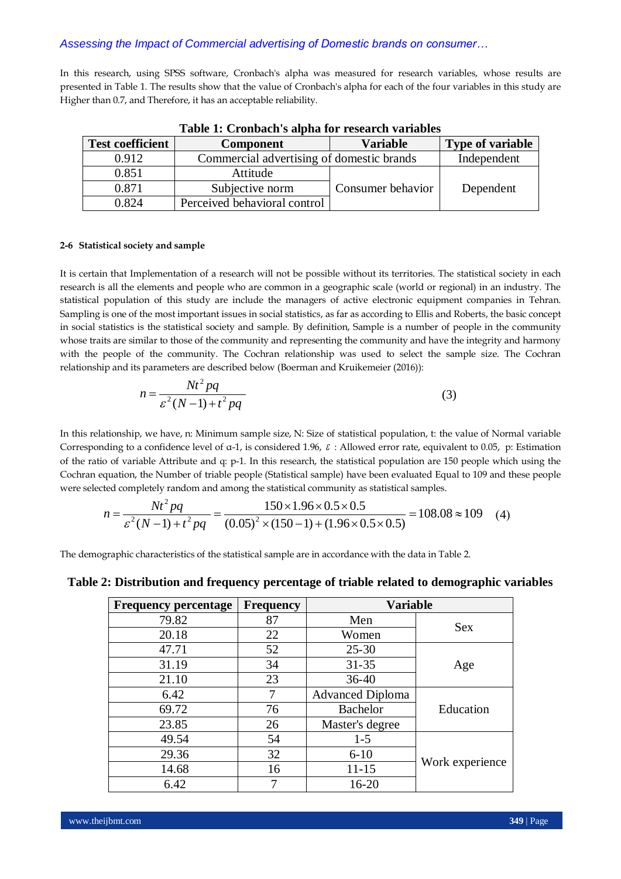In this research, using SPSS software, Cronbach's alpha was measured for research variables, whose results are presented in Table 1. The results show that the value of Cronbach's alpha for each of the four variables in this study are Higher than 0.7, and Therefore, it has an acceptable reliability.

**Table 1: Cronbach's alpha for research variables**

| Test coefficient | Component | Variable | Type of variable |
|---|---|---|---|
| 0.912 | Commercial advertising of domestic brands | | Independent |
| 0.851 | Attitude | Consumer behavior | Dependent |
| 0.871 | Subjective norm | | |
| 0.824 | Perceived behavioral control | | |

#### 2-6 Statistical society and sample

It is certain that Implementation of a research will not be possible without its territories. The statistical society in each research is all the elements and people who are common in a geographic scale (world or regional) in an industry. The statistical population of this study are include the managers of active electronic equipment companies in Tehran. Sampling is one of the most important issues in social statistics, as far as according to Ellis and Roberts, the basic concept in social statistics is the statistical society and sample. By definition, Sample is a number of people in the community whose traits are similar to those of the community and representing the community and have the integrity and harmony with the people of the community. The Cochran relationship was used to select the sample size. The Cochran relationship and its parameters are described below (Boerman and Kruikemeier (2016)):

$$n = \frac{Nt^2 pq}{\varepsilon^2 (N-1) + t^2 pq} \tag{3}$$

In this relationship, we have, n: Minimum sample size, N: Size of statistical population, t: the value of Normal variable Corresponding to a confidence level of α-1, is considered 1.96, $\varepsilon$ : Allowed error rate, equivalent to 0.05, p: Estimation of the ratio of variable Attribute and q: p-1. In this research, the statistical population are 150 people which using the Cochran equation, the Number of triable people (Statistical sample) have been evaluated Equal to 109 and these people were selected completely random and among the statistical community as statistical samples.

$$n = \frac{Nt^2 pq}{\varepsilon^2 (N-1) + t^2 pq} = \frac{150 \times 1.96 \times 0.5 \times 0.5}{(0.05)^2 \times (150-1) + (1.96 \times 0.5 \times 0.5)} = 108.08 \approx 109 \tag{4}$$

The demographic characteristics of the statistical sample are in accordance with the data in Table 2.

**Table 2: Distribution and frequency percentage of triable related to demographic variables**

| Frequency percentage | Frequency | Variable | |
|---|---|---|---|
| 79.82 | 87 | Men | Sex |
| 20.18 | 22 | Women | |
| 47.71 | 52 | 25-30 | Age |
| 31.19 | 34 | 31-35 | |
| 21.10 | 23 | 36-40 | |
| 6.42 | 7 | Advanced Diploma | Education |
| 69.72 | 76 | Bachelor | |
| 23.85 | 26 | Master's degree | |
| 49.54 | 54 | 1-5 | Work experience |
| 29.36 | 32 | 6-10 | |
| 14.68 | 16 | 11-15 | |
| 6.42 | 7 | 16-20 | |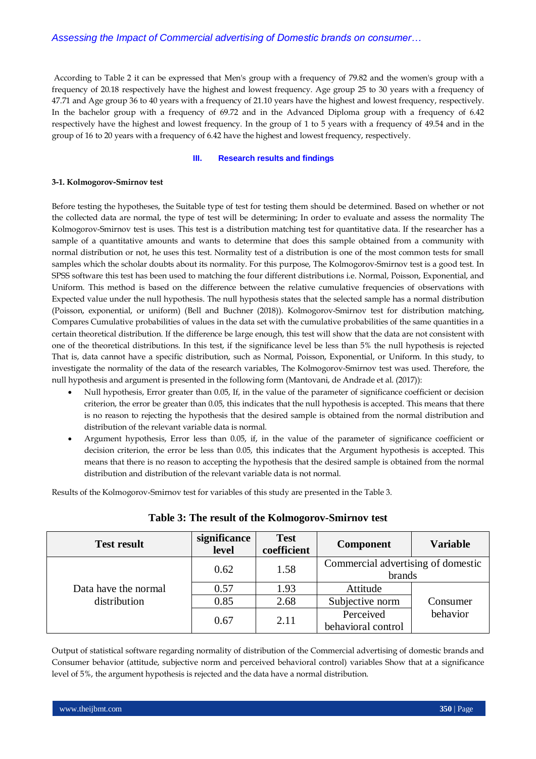According to Table 2 it can be expressed that Men's group with a frequency of 79.82 and the women's group with a frequency of 20.18 respectively have the highest and lowest frequency. Age group 25 to 30 years with a frequency of 47.71 and Age group 36 to 40 years with a frequency of 21.10 years have the highest and lowest frequency, respectively. In the bachelor group with a frequency of 69.72 and in the Advanced Diploma group with a frequency of 6.42 respectively have the highest and lowest frequency. In the group of 1 to 5 years with a frequency of 49.54 and in the group of 16 to 20 years with a frequency of 6.42 have the highest and lowest frequency, respectively.

## III. Research results and findings

### 3-1. Kolmogorov-Smirnov test

Before testing the hypotheses, the Suitable type of test for testing them should be determined. Based on whether or not the collected data are normal, the type of test will be determining; In order to evaluate and assess the normality The Kolmogorov-Smirnov test is uses. This test is a distribution matching test for quantitative data. If the researcher has a sample of a quantitative amounts and wants to determine that does this sample obtained from a community with normal distribution or not, he uses this test. Normality test of a distribution is one of the most common tests for small samples which the scholar doubts about its normality. For this purpose, The Kolmogorov-Smirnov test is a good test. In SPSS software this test has been used to matching the four different distributions i.e. Normal, Poisson, Exponential, and Uniform. This method is based on the difference between the relative cumulative frequencies of observations with Expected value under the null hypothesis. The null hypothesis states that the selected sample has a normal distribution (Poisson, exponential, or uniform) (Bell and Buchner (2018)). Kolmogorov-Smirnov test for distribution matching, Compares Cumulative probabilities of values in the data set with the cumulative probabilities of the same quantities in a certain theoretical distribution. If the difference be large enough, this test will show that the data are not consistent with one of the theoretical distributions. In this test, if the significance level be less than 5% the null hypothesis is rejected That is, data cannot have a specific distribution, such as Normal, Poisson, Exponential, or Uniform. In this study, to investigate the normality of the data of the research variables, The Kolmogorov-Smirnov test was used. Therefore, the null hypothesis and argument is presented in the following form (Mantovani, de Andrade et al. (2017)):

- Null hypothesis, Error greater than 0.05, If, in the value of the parameter of significance coefficient or decision criterion, the error be greater than 0.05, this indicates that the null hypothesis is accepted. This means that there is no reason to rejecting the hypothesis that the desired sample is obtained from the normal distribution and distribution of the relevant variable data is normal.
- Argument hypothesis, Error less than 0.05, if, in the value of the parameter of significance coefficient or decision criterion, the error be less than 0.05, this indicates that the Argument hypothesis is accepted. This means that there is no reason to accepting the hypothesis that the desired sample is obtained from the normal distribution and distribution of the relevant variable data is not normal.

Results of the Kolmogorov-Smirnov test for variables of this study are presented in the Table 3.

**Table 3: The result of the Kolmogorov-Smirnov test**

| Test result | significance level | Test coefficient | Component | Variable |
|---|---|---|---|---|
| Data have the normal distribution | 0.62 | 1.58 | Commercial advertising of domestic brands | |
| | 0.57 | 1.93 | Attitude | Consumer behavior |
| | 0.85 | 2.68 | Subjective norm | |
| | 0.67 | 2.11 | Perceived behavioral control | |

Output of statistical software regarding normality of distribution of the Commercial advertising of domestic brands and Consumer behavior (attitude, subjective norm and perceived behavioral control) variables Show that at a significance level of 5%, the argument hypothesis is rejected and the data have a normal distribution.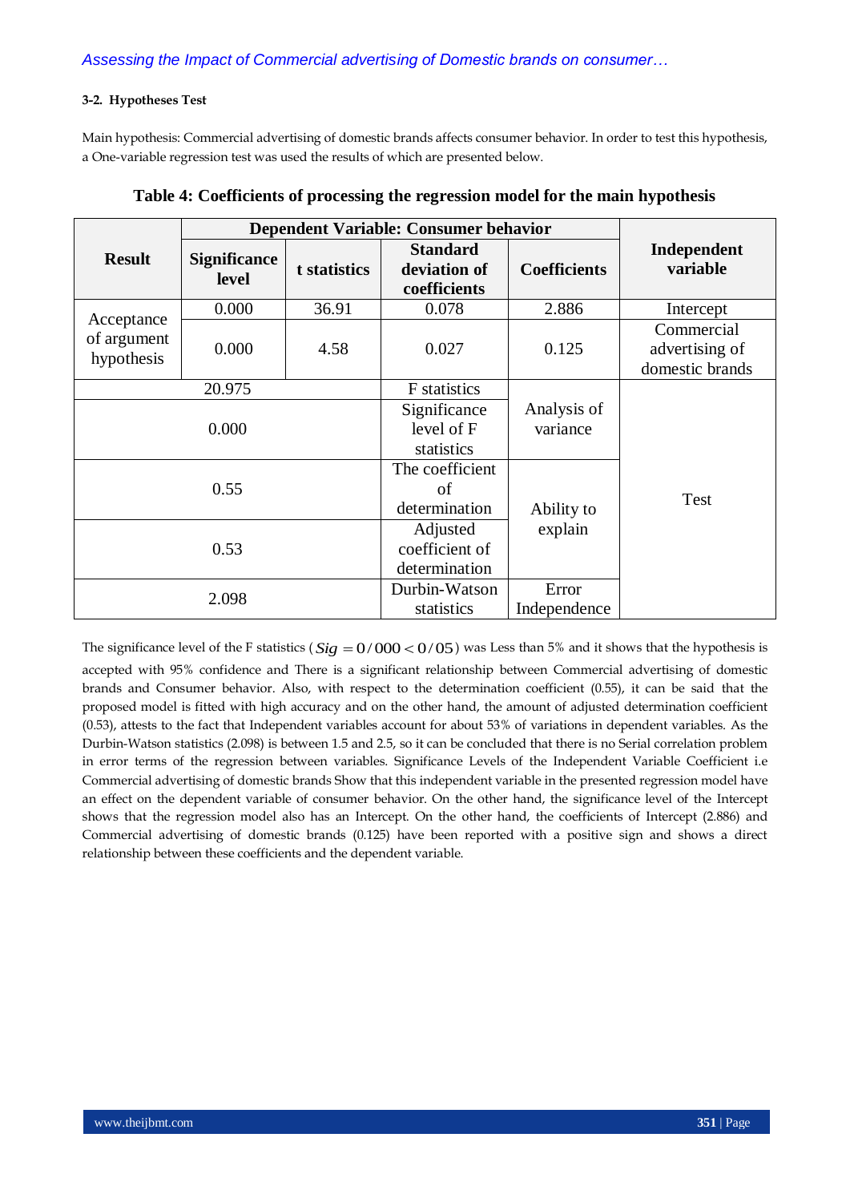### 3-2. Hypotheses Test

Main hypothesis: Commercial advertising of domestic brands affects consumer behavior. In order to test this hypothesis, a One-variable regression test was used the results of which are presented below.

**Table 4: Coefficients of processing the regression model for the main hypothesis**

| Result | Dependent Variable: Consumer behavior | | | | Independent variable |
|---|---|---|---|---|---|
| | Significance level | t statistics | Standard deviation of coefficients | Coefficients | |
| Acceptance of argument hypothesis | 0.000 | 36.91 | 0.078 | 2.886 | Intercept |
| | 0.000 | 4.58 | 0.027 | 0.125 | Commercial advertising of domestic brands |
| 20.975 | | | F statistics | Analysis of variance | Test |
| 0.000 | | | Significance level of F statistics | | |
| 0.55 | | | The coefficient of determination | Ability to explain | |
| 0.53 | | | Adjusted coefficient of determination | | |
| 2.098 | | | Durbin-Watson statistics | Error Independence | |

The significance level of the F statistics ( $Sig = 0/000 < 0/05$ ) was Less than 5% and it shows that the hypothesis is accepted with 95% confidence and There is a significant relationship between Commercial advertising of domestic brands and Consumer behavior. Also, with respect to the determination coefficient (0.55), it can be said that the proposed model is fitted with high accuracy and on the other hand, the amount of adjusted determination coefficient (0.53), attests to the fact that Independent variables account for about 53% of variations in dependent variables. As the Durbin-Watson statistics (2.098) is between 1.5 and 2.5, so it can be concluded that there is no Serial correlation problem in error terms of the regression between variables. Significance Levels of the Independent Variable Coefficient i.e Commercial advertising of domestic brands Show that this independent variable in the presented regression model have an effect on the dependent variable of consumer behavior. On the other hand, the significance level of the Intercept shows that the regression model also has an Intercept. On the other hand, the coefficients of Intercept (2.886) and Commercial advertising of domestic brands (0.125) have been reported with a positive sign and shows a direct relationship between these coefficients and the dependent variable.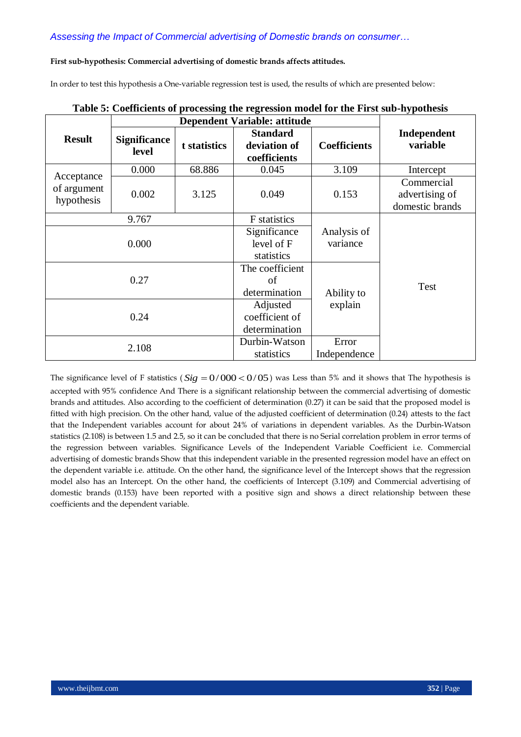**First sub-hypothesis: Commercial advertising of domestic brands affects attitudes.**

In order to test this hypothesis a One-variable regression test is used, the results of which are presented below:

**Table 5: Coefficients of processing the regression model for the First sub-hypothesis**

| Result | Dependent Variable: attitude | | | | Independent variable |
|---|---|---|---|---|---|
| | Significance level | t statistics | Standard deviation of coefficients | Coefficients | |
| Acceptance of argument hypothesis | 0.000 | 68.886 | 0.045 | 3.109 | Intercept |
| | 0.002 | 3.125 | 0.049 | 0.153 | Commercial advertising of domestic brands |
| 9.767 | | | F statistics | Analysis of variance | Test |
| 0.000 | | | Significance level of F statistics | | |
| 0.27 | | | The coefficient of determination | Ability to explain | |
| 0.24 | | | Adjusted coefficient of determination | | |
| 2.108 | | | Durbin-Watson statistics | Error Independence | |

The significance level of F statistics ( $Sig = 0/000 < 0/05$ ) was Less than 5% and it shows that The hypothesis is accepted with 95% confidence And There is a significant relationship between the commercial advertising of domestic brands and attitudes. Also according to the coefficient of determination (0.27) it can be said that the proposed model is fitted with high precision. On the other hand, value of the adjusted coefficient of determination (0.24) attests to the fact that the Independent variables account for about 24% of variations in dependent variables. As the Durbin-Watson statistics (2.108) is between 1.5 and 2.5, so it can be concluded that there is no Serial correlation problem in error terms of the regression between variables. Significance Levels of the Independent Variable Coefficient i.e. Commercial advertising of domestic brands Show that this independent variable in the presented regression model have an effect on the dependent variable i.e. attitude. On the other hand, the significance level of the Intercept shows that the regression model also has an Intercept. On the other hand, the coefficients of Intercept (3.109) and Commercial advertising of domestic brands (0.153) have been reported with a positive sign and shows a direct relationship between these coefficients and the dependent variable.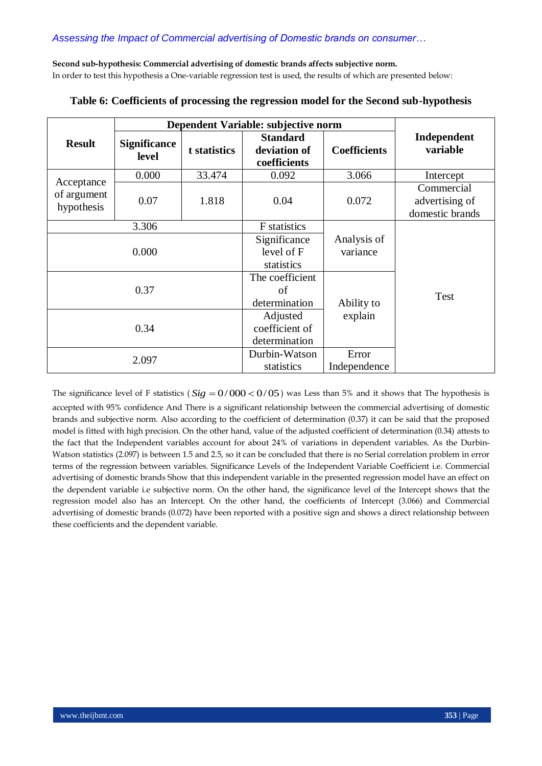**Second sub-hypothesis: Commercial advertising of domestic brands affects subjective norm.**

In order to test this hypothesis a One-variable regression test is used, the results of which are presented below:

**Table 6: Coefficients of processing the regression model for the Second sub-hypothesis**

| Result | Dependent Variable: subjective norm | | | | Independent variable |
|---|---|---|---|---|---|
| | Significance level | t statistics | Standard deviation of coefficients | Coefficients | |
| Acceptance of argument hypothesis | 0.000 | 33.474 | 0.092 | 3.066 | Intercept |
| | 0.07 | 1.818 | 0.04 | 0.072 | Commercial advertising of domestic brands |
| 3.306 | | | F statistics | Analysis of variance | Test |
| 0.000 | | | Significance level of F statistics | | |
| 0.37 | | | The coefficient of determination | Ability to explain | |
| 0.34 | | | Adjusted coefficient of determination | | |
| 2.097 | | | Durbin-Watson statistics | Error Independence | |

The significance level of F statistics ( $Sig = 0/000 < 0/05$ ) was Less than 5% and it shows that The hypothesis is accepted with 95% confidence And There is a significant relationship between the commercial advertising of domestic brands and subjective norm. Also according to the coefficient of determination (0.37) it can be said that the proposed model is fitted with high precision. On the other hand, value of the adjusted coefficient of determination (0.34) attests to the fact that the Independent variables account for about 24% of variations in dependent variables. As the Durbin-Watson statistics (2.097) is between 1.5 and 2.5, so it can be concluded that there is no Serial correlation problem in error terms of the regression between variables. Significance Levels of the Independent Variable Coefficient i.e. Commercial advertising of domestic brands Show that this independent variable in the presented regression model have an effect on the dependent variable i.e subjective norm. On the other hand, the significance level of the Intercept shows that the regression model also has an Intercept. On the other hand, the coefficients of Intercept (3.066) and Commercial advertising of domestic brands (0.072) have been reported with a positive sign and shows a direct relationship between these coefficients and the dependent variable.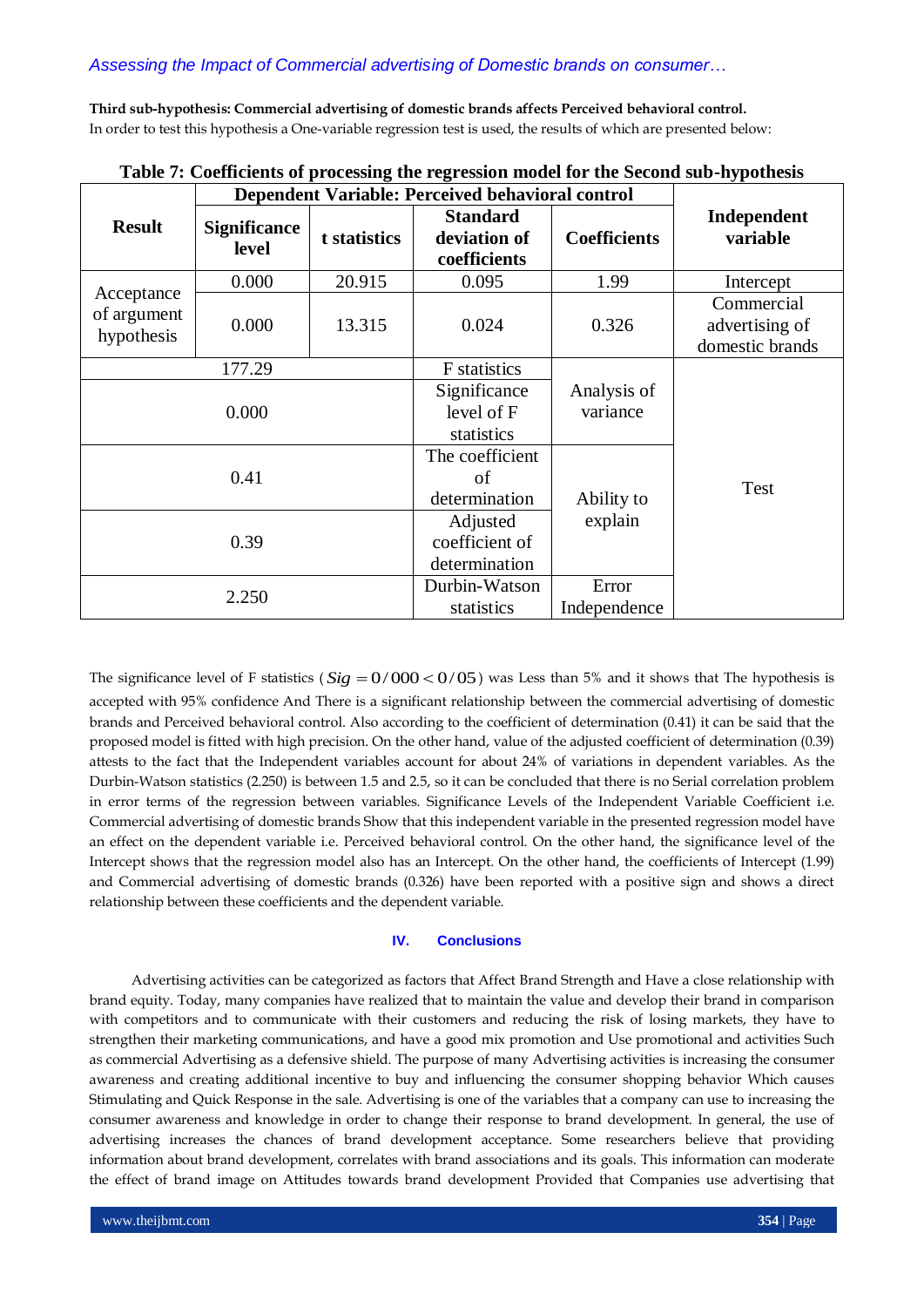**Third sub-hypothesis: Commercial advertising of domestic brands affects Perceived behavioral control.**
In order to test this hypothesis a One-variable regression test is used, the results of which are presented below:

**Table 7: Coefficients of processing the regression model for the Second sub-hypothesis**

| Result | Dependent Variable: Perceived behavioral control | | | | Independent variable |
|---|---|---|---|---|---|
| | Significance level | t statistics | Standard deviation of coefficients | Coefficients | |
| Acceptance of argument hypothesis | 0.000 | 20.915 | 0.095 | 1.99 | Intercept |
| | 0.000 | 13.315 | 0.024 | 0.326 | Commercial advertising of domestic brands |
| 177.29 | | | F statistics | Analysis of variance | Test |
| 0.000 | | | Significance level of F statistics | | |
| 0.41 | | | The coefficient of determination | Ability to explain | |
| 0.39 | | | Adjusted coefficient of determination | | |
| 2.250 | | | Durbin-Watson statistics | Error Independence | |

The significance level of F statistics ($Sig = 0/000 < 0/05$) was Less than 5% and it shows that The hypothesis is accepted with 95% confidence And There is a significant relationship between the commercial advertising of domestic brands and Perceived behavioral control. Also according to the coefficient of determination (0.41) it can be said that the proposed model is fitted with high precision. On the other hand, value of the adjusted coefficient of determination (0.39) attests to the fact that the Independent variables account for about 24% of variations in dependent variables. As the Durbin-Watson statistics (2.250) is between 1.5 and 2.5, so it can be concluded that there is no Serial correlation problem in error terms of the regression between variables. Significance Levels of the Independent Variable Coefficient i.e. Commercial advertising of domestic brands Show that this independent variable in the presented regression model have an effect on the dependent variable i.e. Perceived behavioral control. On the other hand, the significance level of the Intercept shows that the regression model also has an Intercept. On the other hand, the coefficients of Intercept (1.99) and Commercial advertising of domestic brands (0.326) have been reported with a positive sign and shows a direct relationship between these coefficients and the dependent variable.

## IV. Conclusions

Advertising activities can be categorized as factors that Affect Brand Strength and Have a close relationship with brand equity. Today, many companies have realized that to maintain the value and develop their brand in comparison with competitors and to communicate with their customers and reducing the risk of losing markets, they have to strengthen their marketing communications, and have a good mix promotion and Use promotional and activities Such as commercial Advertising as a defensive shield. The purpose of many Advertising activities is increasing the consumer awareness and creating additional incentive to buy and influencing the consumer shopping behavior Which causes Stimulating and Quick Response in the sale. Advertising is one of the variables that a company can use to increasing the consumer awareness and knowledge in order to change their response to brand development. In general, the use of advertising increases the chances of brand development acceptance. Some researchers believe that providing information about brand development, correlates with brand associations and its goals. This information can moderate the effect of brand image on Attitudes towards brand development Provided that Companies use advertising that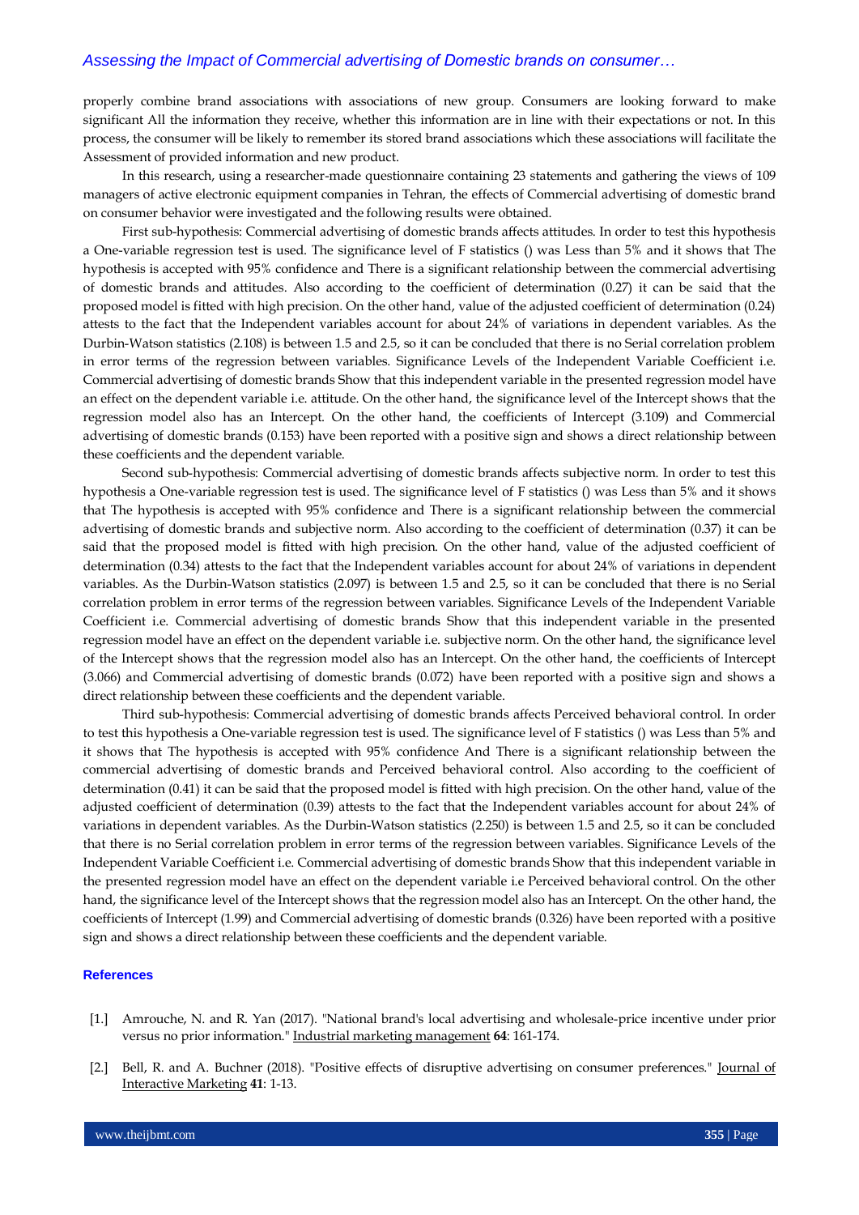properly combine brand associations with associations of new group. Consumers are looking forward to make significant All the information they receive, whether this information are in line with their expectations or not. In this process, the consumer will be likely to remember its stored brand associations which these associations will facilitate the Assessment of provided information and new product.

In this research, using a researcher-made questionnaire containing 23 statements and gathering the views of 109 managers of active electronic equipment companies in Tehran, the effects of Commercial advertising of domestic brand on consumer behavior were investigated and the following results were obtained.

First sub-hypothesis: Commercial advertising of domestic brands affects attitudes. In order to test this hypothesis a One-variable regression test is used. The significance level of F statistics () was Less than 5% and it shows that The hypothesis is accepted with 95% confidence and There is a significant relationship between the commercial advertising of domestic brands and attitudes. Also according to the coefficient of determination (0.27) it can be said that the proposed model is fitted with high precision. On the other hand, value of the adjusted coefficient of determination (0.24) attests to the fact that the Independent variables account for about 24% of variations in dependent variables. As the Durbin-Watson statistics (2.108) is between 1.5 and 2.5, so it can be concluded that there is no Serial correlation problem in error terms of the regression between variables. Significance Levels of the Independent Variable Coefficient i.e. Commercial advertising of domestic brands Show that this independent variable in the presented regression model have an effect on the dependent variable i.e. attitude. On the other hand, the significance level of the Intercept shows that the regression model also has an Intercept. On the other hand, the coefficients of Intercept (3.109) and Commercial advertising of domestic brands (0.153) have been reported with a positive sign and shows a direct relationship between these coefficients and the dependent variable.

Second sub-hypothesis: Commercial advertising of domestic brands affects subjective norm. In order to test this hypothesis a One-variable regression test is used. The significance level of F statistics () was Less than 5% and it shows that The hypothesis is accepted with 95% confidence and There is a significant relationship between the commercial advertising of domestic brands and subjective norm. Also according to the coefficient of determination (0.37) it can be said that the proposed model is fitted with high precision. On the other hand, value of the adjusted coefficient of determination (0.34) attests to the fact that the Independent variables account for about 24% of variations in dependent variables. As the Durbin-Watson statistics (2.097) is between 1.5 and 2.5, so it can be concluded that there is no Serial correlation problem in error terms of the regression between variables. Significance Levels of the Independent Variable Coefficient i.e. Commercial advertising of domestic brands Show that this independent variable in the presented regression model have an effect on the dependent variable i.e. subjective norm. On the other hand, the significance level of the Intercept shows that the regression model also has an Intercept. On the other hand, the coefficients of Intercept (3.066) and Commercial advertising of domestic brands (0.072) have been reported with a positive sign and shows a direct relationship between these coefficients and the dependent variable.

Third sub-hypothesis: Commercial advertising of domestic brands affects Perceived behavioral control. In order to test this hypothesis a One-variable regression test is used. The significance level of F statistics () was Less than 5% and it shows that The hypothesis is accepted with 95% confidence And There is a significant relationship between the commercial advertising of domestic brands and Perceived behavioral control. Also according to the coefficient of determination (0.41) it can be said that the proposed model is fitted with high precision. On the other hand, value of the adjusted coefficient of determination (0.39) attests to the fact that the Independent variables account for about 24% of variations in dependent variables. As the Durbin-Watson statistics (2.250) is between 1.5 and 2.5, so it can be concluded that there is no Serial correlation problem in error terms of the regression between variables. Significance Levels of the Independent Variable Coefficient i.e. Commercial advertising of domestic brands Show that this independent variable in the presented regression model have an effect on the dependent variable i.e Perceived behavioral control. On the other hand, the significance level of the Intercept shows that the regression model also has an Intercept. On the other hand, the coefficients of Intercept (1.99) and Commercial advertising of domestic brands (0.326) have been reported with a positive sign and shows a direct relationship between these coefficients and the dependent variable.

## References

[1.] Amrouche, N. and R. Yan (2017). "National brand's local advertising and wholesale-price incentive under prior versus no prior information." Industrial marketing management **64**: 161-174.

[2.] Bell, R. and A. Buchner (2018). "Positive effects of disruptive advertising on consumer preferences." Journal of Interactive Marketing **41**: 1-13.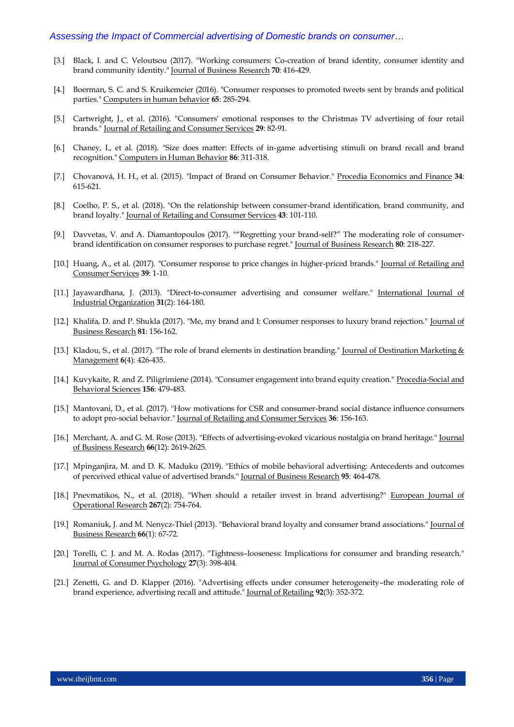[3.] Black, I. and C. Veloutsou (2017). "Working consumers: Co-creation of brand identity, consumer identity and brand community identity." Journal of Business Research **70**: 416-429.

[4.] Boerman, S. C. and S. Kruikemeier (2016). "Consumer responses to promoted tweets sent by brands and political parties." Computers in human behavior **65**: 285-294.

[5.] Cartwright, J., et al. (2016). "Consumers' emotional responses to the Christmas TV advertising of four retail brands." Journal of Retailing and Consumer Services **29**: 82-91.

[6.] Chaney, I., et al. (2018). "Size does matter: Effects of in-game advertising stimuli on brand recall and brand recognition." Computers in Human Behavior **86**: 311-318.

[7.] Chovanová, H. H., et al. (2015). "Impact of Brand on Consumer Behavior." Procedia Economics and Finance **34**: 615-621.

[8.] Coelho, P. S., et al. (2018). "On the relationship between consumer-brand identification, brand community, and brand loyalty." Journal of Retailing and Consumer Services **43**: 101-110.

[9.] Davvetas, V. and A. Diamantopoulos (2017). ""Regretting your brand-self?" The moderating role of consumer-brand identification on consumer responses to purchase regret." Journal of Business Research **80**: 218-227.

[10.] Huang, A., et al. (2017). "Consumer response to price changes in higher-priced brands." Journal of Retailing and Consumer Services **39**: 1-10.

[11.] Jayawardhana, J. (2013). "Direct-to-consumer advertising and consumer welfare." International Journal of Industrial Organization **31**(2): 164-180.

[12.] Khalifa, D. and P. Shukla (2017). "Me, my brand and I: Consumer responses to luxury brand rejection." Journal of Business Research **81**: 156-162.

[13.] Kladou, S., et al. (2017). "The role of brand elements in destination branding." Journal of Destination Marketing & Management **6**(4): 426-435.

[14.] Kuvykaite, R. and Z. Piligrimiene (2014). "Consumer engagement into brand equity creation." Procedia-Social and Behavioral Sciences **156**: 479-483.

[15.] Mantovani, D., et al. (2017). "How motivations for CSR and consumer-brand social distance influence consumers to adopt pro-social behavior." Journal of Retailing and Consumer Services **36**: 156-163.

[16.] Merchant, A. and G. M. Rose (2013). "Effects of advertising-evoked vicarious nostalgia on brand heritage." Journal of Business Research **66**(12): 2619-2625.

[17.] Mpinganjira, M. and D. K. Maduku (2019). "Ethics of mobile behavioral advertising: Antecedents and outcomes of perceived ethical value of advertised brands." Journal of Business Research **95**: 464-478.

[18.] Pnevmatikos, N., et al. (2018). "When should a retailer invest in brand advertising?" European Journal of Operational Research **267**(2): 754-764.

[19.] Romaniuk, J. and M. Nenycz-Thiel (2013). "Behavioral brand loyalty and consumer brand associations." Journal of Business Research **66**(1): 67-72.

[20.] Torelli, C. J. and M. A. Rodas (2017). "Tightness–looseness: Implications for consumer and branding research." Journal of Consumer Psychology **27**(3): 398-404.

[21.] Zenetti, G. and D. Klapper (2016). "Advertising effects under consumer heterogeneity–the moderating role of brand experience, advertising recall and attitude." Journal of Retailing **92**(3): 352-372.